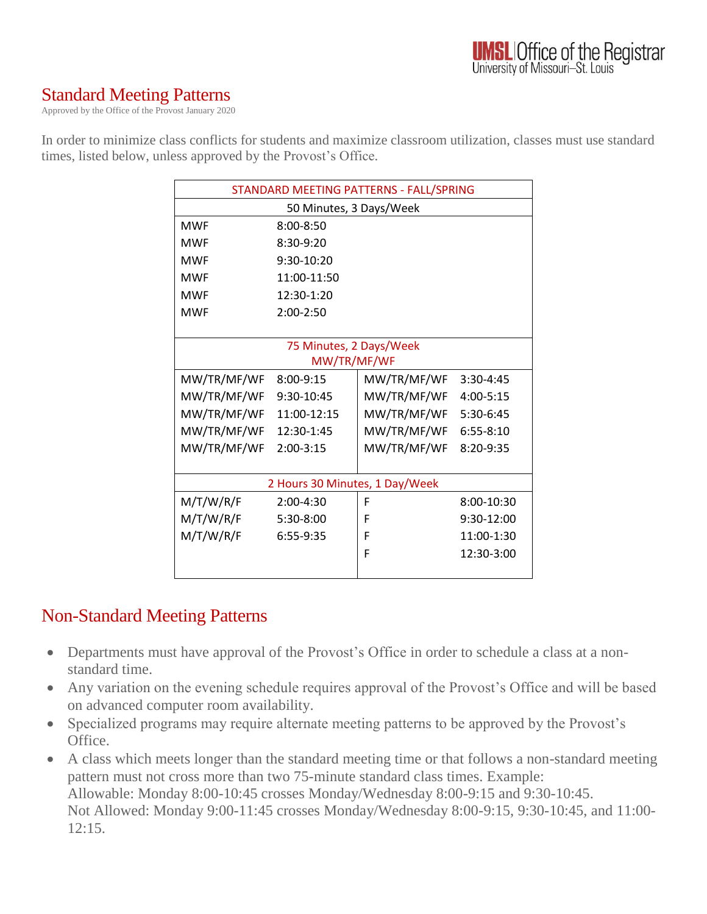# Standard Meeting Patterns

Approved by the Office of the Provost January 2020

In order to minimize class conflicts for students and maximize classroom utilization, classes must use standard times, listed below, unless approved by the Provost's Office.

| STANDARD MEETING PATTERNS - FALL/SPRING | | | |
|---|---|---|---|
| **50 Minutes, 3 Days/Week** | | | |
| MWF | 8:00-8:50 | | |
| MWF | 8:30-9:20 | | |
| MWF | 9:30-10:20 | | |
| MWF | 11:00-11:50 | | |
| MWF | 12:30-1:20 | | |
| MWF | 2:00-2:50 | | |
| **75 Minutes, 2 Days/Week MW/TR/MF/WF** | | | |
| MW/TR/MF/WF | 8:00-9:15 | MW/TR/MF/WF | 3:30-4:45 |
| MW/TR/MF/WF | 9:30-10:45 | MW/TR/MF/WF | 4:00-5:15 |
| MW/TR/MF/WF | 11:00-12:15 | MW/TR/MF/WF | 5:30-6:45 |
| MW/TR/MF/WF | 12:30-1:45 | MW/TR/MF/WF | 6:55-8:10 |
| MW/TR/MF/WF | 2:00-3:15 | MW/TR/MF/WF | 8:20-9:35 |
| **2 Hours 30 Minutes, 1 Day/Week** | | | |
| M/T/W/R/F | 2:00-4:30 | F | 8:00-10:30 |
| M/T/W/R/F | 5:30-8:00 | F | 9:30-12:00 |
| M/T/W/R/F | 6:55-9:35 | F | 11:00-1:30 |
| | | F | 12:30-3:00 |

# Non-Standard Meeting Patterns

- Departments must have approval of the Provost's Office in order to schedule a class at a non-standard time.
- Any variation on the evening schedule requires approval of the Provost's Office and will be based on advanced computer room availability.
- Specialized programs may require alternate meeting patterns to be approved by the Provost's Office.
- A class which meets longer than the standard meeting time or that follows a non-standard meeting pattern must not cross more than two 75-minute standard class times. Example:
  Allowable: Monday 8:00-10:45 crosses Monday/Wednesday 8:00-9:15 and 9:30-10:45.
  Not Allowed: Monday 9:00-11:45 crosses Monday/Wednesday 8:00-9:15, 9:30-10:45, and 11:00-12:15.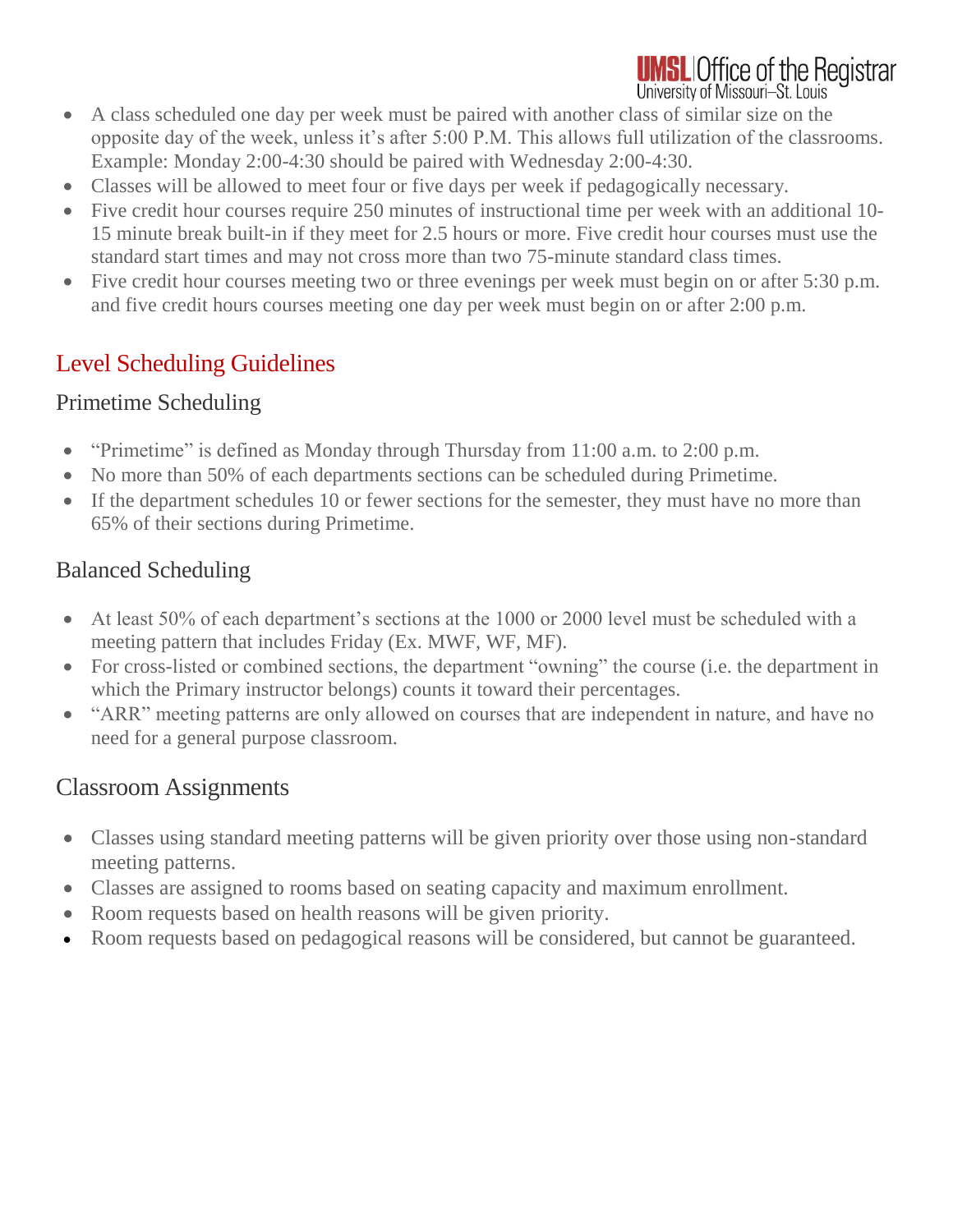- A class scheduled one day per week must be paired with another class of similar size on the opposite day of the week, unless it's after 5:00 P.M. This allows full utilization of the classrooms. Example: Monday 2:00-4:30 should be paired with Wednesday 2:00-4:30.
- Classes will be allowed to meet four or five days per week if pedagogically necessary.
- Five credit hour courses require 250 minutes of instructional time per week with an additional 10-15 minute break built-in if they meet for 2.5 hours or more. Five credit hour courses must use the standard start times and may not cross more than two 75-minute standard class times.
- Five credit hour courses meeting two or three evenings per week must begin on or after 5:30 p.m. and five credit hours courses meeting one day per week must begin on or after 2:00 p.m.

## Level Scheduling Guidelines

### Primetime Scheduling

- "Primetime" is defined as Monday through Thursday from 11:00 a.m. to 2:00 p.m.
- No more than 50% of each departments sections can be scheduled during Primetime.
- If the department schedules 10 or fewer sections for the semester, they must have no more than 65% of their sections during Primetime.

### Balanced Scheduling

- At least 50% of each department's sections at the 1000 or 2000 level must be scheduled with a meeting pattern that includes Friday (Ex. MWF, WF, MF).
- For cross-listed or combined sections, the department "owning" the course (i.e. the department in which the Primary instructor belongs) counts it toward their percentages.
- "ARR" meeting patterns are only allowed on courses that are independent in nature, and have no need for a general purpose classroom.

### Classroom Assignments

- Classes using standard meeting patterns will be given priority over those using non-standard meeting patterns.
- Classes are assigned to rooms based on seating capacity and maximum enrollment.
- Room requests based on health reasons will be given priority.
- Room requests based on pedagogical reasons will be considered, but cannot be guaranteed.